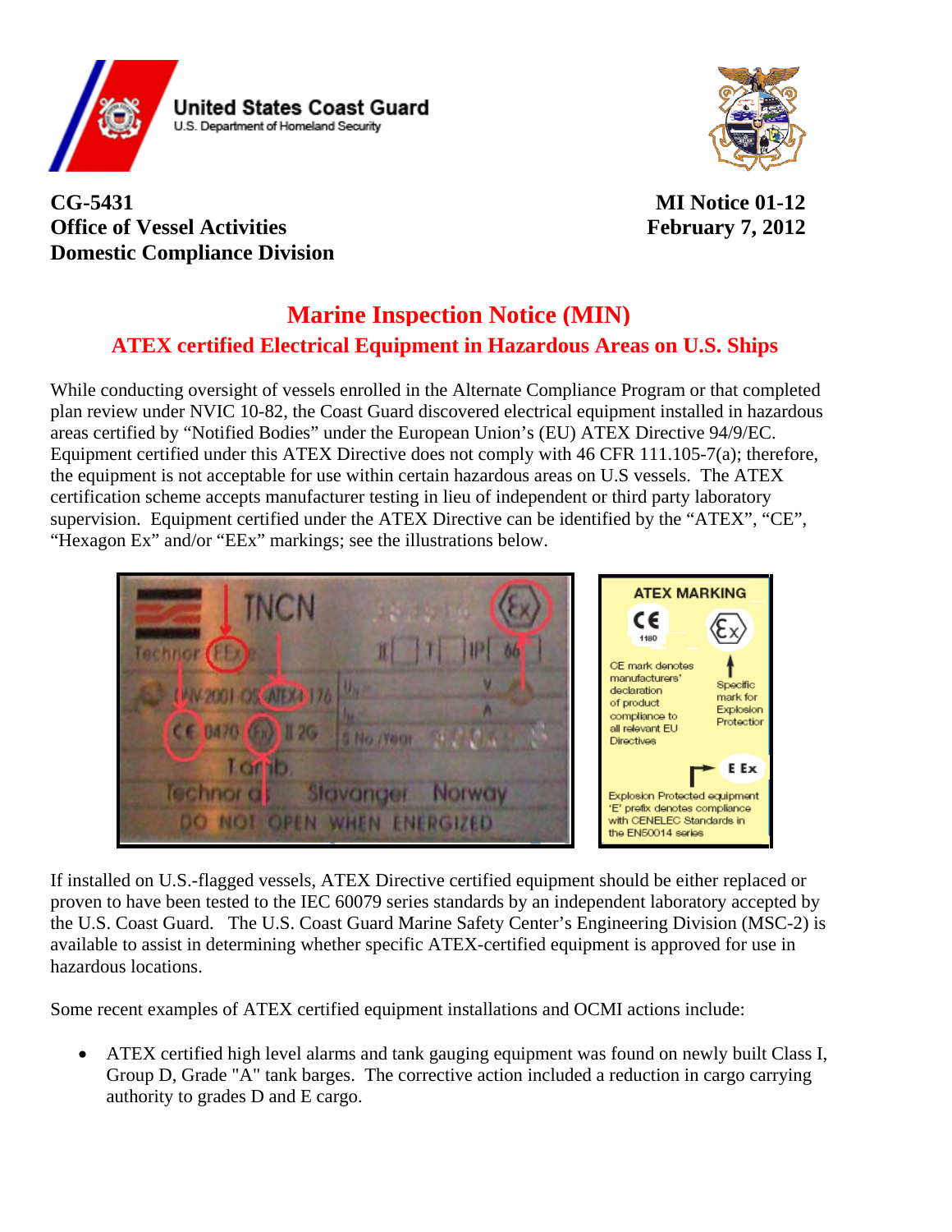United States Coast Guard
U.S. Department of Homeland Security

**CG-5431**
**Office of Vessel Activities**
**Domestic Compliance Division**

**MI Notice 01-12**
**February 7, 2012**

# Marine Inspection Notice (MIN)

## ATEX certified Electrical Equipment in Hazardous Areas on U.S. Ships

While conducting oversight of vessels enrolled in the Alternate Compliance Program or that completed plan review under NVIC 10-82, the Coast Guard discovered electrical equipment installed in hazardous areas certified by "Notified Bodies" under the European Union's (EU) ATEX Directive 94/9/EC. Equipment certified under this ATEX Directive does not comply with 46 CFR 111.105-7(a); therefore, the equipment is not acceptable for use within certain hazardous areas on U.S vessels. The ATEX certification scheme accepts manufacturer testing in lieu of independent or third party laboratory supervision. Equipment certified under the ATEX Directive can be identified by the "ATEX", "CE", "Hexagon Ex" and/or "EEx" markings; see the illustrations below.

ATEX MARKING

CE 1180 — CE mark denotes manufacturers' declaration of product compliance to all relevant EU Directives

Ex (hexagon) — Specific mark for Explosion Protection

E Ex — Explosion Protected equipment 'E' prefix denotes compliance with CENELEC Standards in the EN50014 series

If installed on U.S.-flagged vessels, ATEX Directive certified equipment should be either replaced or proven to have been tested to the IEC 60079 series standards by an independent laboratory accepted by the U.S. Coast Guard. The U.S. Coast Guard Marine Safety Center's Engineering Division (MSC-2) is available to assist in determining whether specific ATEX-certified equipment is approved for use in hazardous locations.

Some recent examples of ATEX certified equipment installations and OCMI actions include:

- ATEX certified high level alarms and tank gauging equipment was found on newly built Class I, Group D, Grade "A" tank barges. The corrective action included a reduction in cargo carrying authority to grades D and E cargo.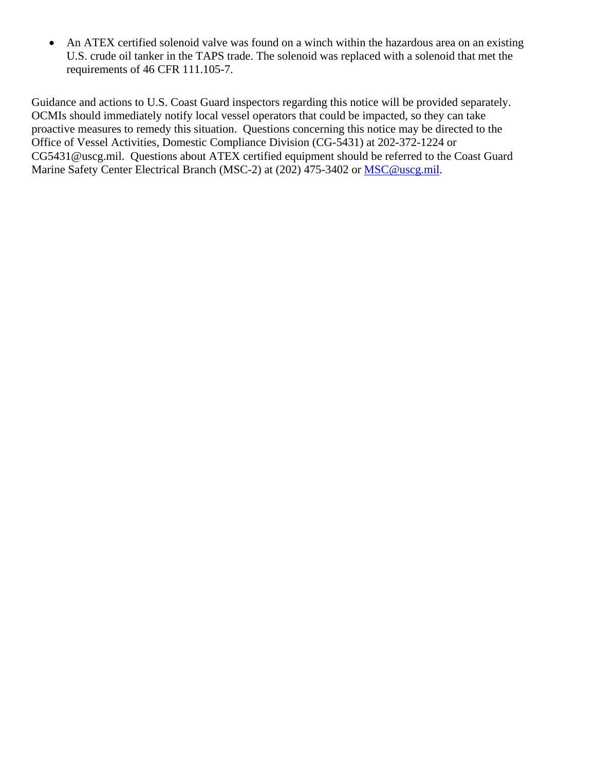- An ATEX certified solenoid valve was found on a winch within the hazardous area on an existing U.S. crude oil tanker in the TAPS trade. The solenoid was replaced with a solenoid that met the requirements of 46 CFR 111.105-7.

Guidance and actions to U.S. Coast Guard inspectors regarding this notice will be provided separately. OCMIs should immediately notify local vessel operators that could be impacted, so they can take proactive measures to remedy this situation. Questions concerning this notice may be directed to the Office of Vessel Activities, Domestic Compliance Division (CG-5431) at 202-372-1224 or CG5431@uscg.mil. Questions about ATEX certified equipment should be referred to the Coast Guard Marine Safety Center Electrical Branch (MSC-2) at (202) 475-3402 or [MSC@uscg.mil](mailto:MSC@uscg.mil).